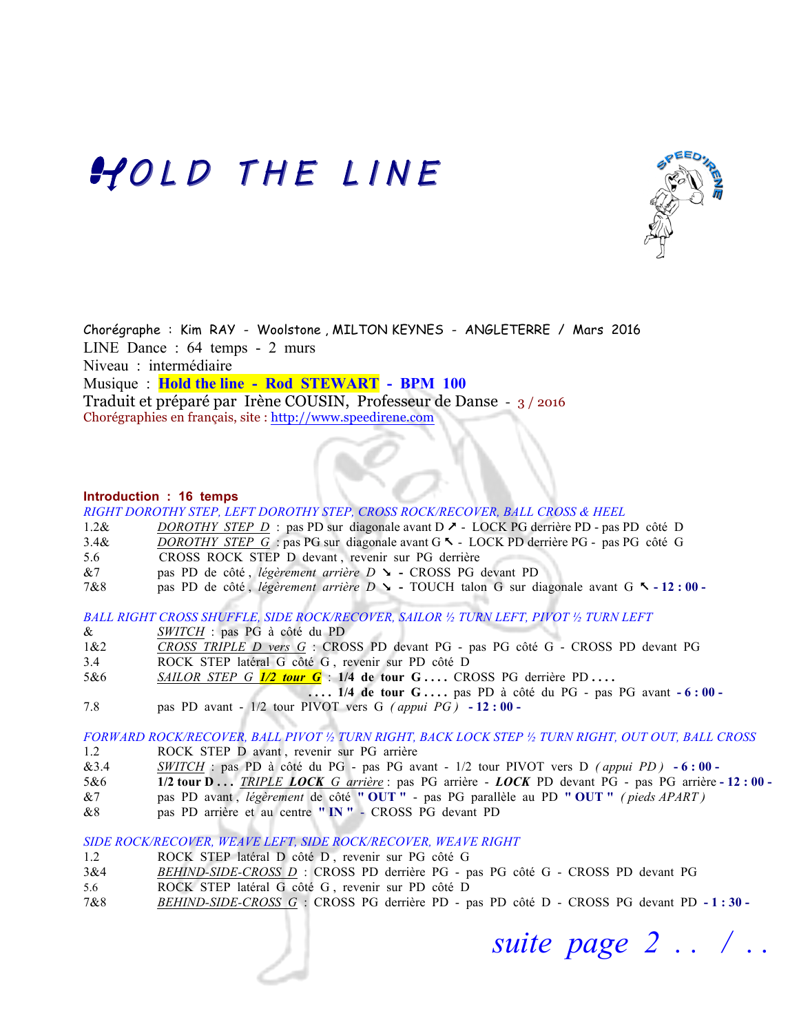# HOLD THE LINE

Chorégraphe : Kim RAY - Woolstone , MILTON KEYNES - ANGLETERRE / Mars 2016
LINE Dance : 64 temps - 2 murs
Niveau : intermédiaire
Musique : **Hold the line - Rod STEWART - BPM 100**
Traduit et préparé par Irène COUSIN, Professeur de Danse - 3 / 2016
Chorégraphies en français, site : http://www.speedirene.com

**Introduction : 16 temps**

*RIGHT DOROTHY STEP, LEFT DOROTHY STEP, CROSS ROCK/RECOVER, BALL CROSS & HEEL*

| | |
|---|---|
| 1.2& | DOROTHY STEP D : pas PD sur diagonale avant D ↗ - LOCK PG derrière PD - pas PD côté D |
| 3.4& | DOROTHY STEP G : pas PG sur diagonale avant G ↖ - LOCK PD derrière PG - pas PG côté G |
| 5.6 | CROSS ROCK STEP D devant , revenir sur PG derrière |
| &7 | pas PD de côté , *légèrement arrière D* ↘ - CROSS PG devant PD |
| 7&8 | pas PD de côté , *légèrement arrière D* ↘ - TOUCH talon G sur diagonale avant G ↖ **- 12 : 00 -** |

*BALL RIGHT CROSS SHUFFLE, SIDE ROCK/RECOVER, SAILOR ½ TURN LEFT, PIVOT ½ TURN LEFT*

| | |
|---|---|
| & | SWITCH : pas PG à côté du PD |
| 1&2 | CROSS TRIPLE D vers G : CROSS PD devant PG - pas PG côté G - CROSS PD devant PG |
| 3.4 | ROCK STEP latéral G côté G , revenir sur PD côté D |
| 5&6 | SAILOR STEP G ***1/2 tour G*** : **1/4 de tour G . . . .** CROSS PG derrière PD **. . . .** **. . . . 1/4 de tour G . . . .** pas PD à côté du PG - pas PG avant **- 6 : 00 -** |
| 7.8 | pas PD avant - 1/2 tour PIVOT vers G *( appui PG )* **- 12 : 00 -** |

*FORWARD ROCK/RECOVER, BALL PIVOT ½ TURN RIGHT, BACK LOCK STEP ½ TURN RIGHT, OUT OUT, BALL CROSS*

| | |
|---|---|
| 1.2 | ROCK STEP D avant , revenir sur PG arrière |
| &3.4 | SWITCH : pas PD à côté du PG - pas PG avant - 1/2 tour PIVOT vers D *( appui PD )* **- 6 : 00 -** |
| 5&6 | **1/2 tour D . . .** TRIPLE ***LOCK*** G arrière : pas PG arrière - ***LOCK*** PD devant PG - pas PG arrière **- 12 : 00 -** |
| &7 | pas PD avant , *légèrement* de côté **" OUT "** - pas PG parallèle au PD **" OUT "** *( pieds APART )* |
| &8 | pas PD arrière et au centre **" IN "** - CROSS PG devant PD |

*SIDE ROCK/RECOVER, WEAVE LEFT, SIDE ROCK/RECOVER, WEAVE RIGHT*

| | |
|---|---|
| 1.2 | ROCK STEP latéral D côté D , revenir sur PG côté G |
| 3&4 | BEHIND-SIDE-CROSS D : CROSS PD derrière PG - pas PG côté G - CROSS PD devant PG |
| 5.6 | ROCK STEP latéral G côté G , revenir sur PD côté D |
| 7&8 | BEHIND-SIDE-CROSS G : CROSS PG derrière PD - pas PD côté D - CROSS PG devant PD **- 1 : 30 -** |

*suite page 2 . . / . .*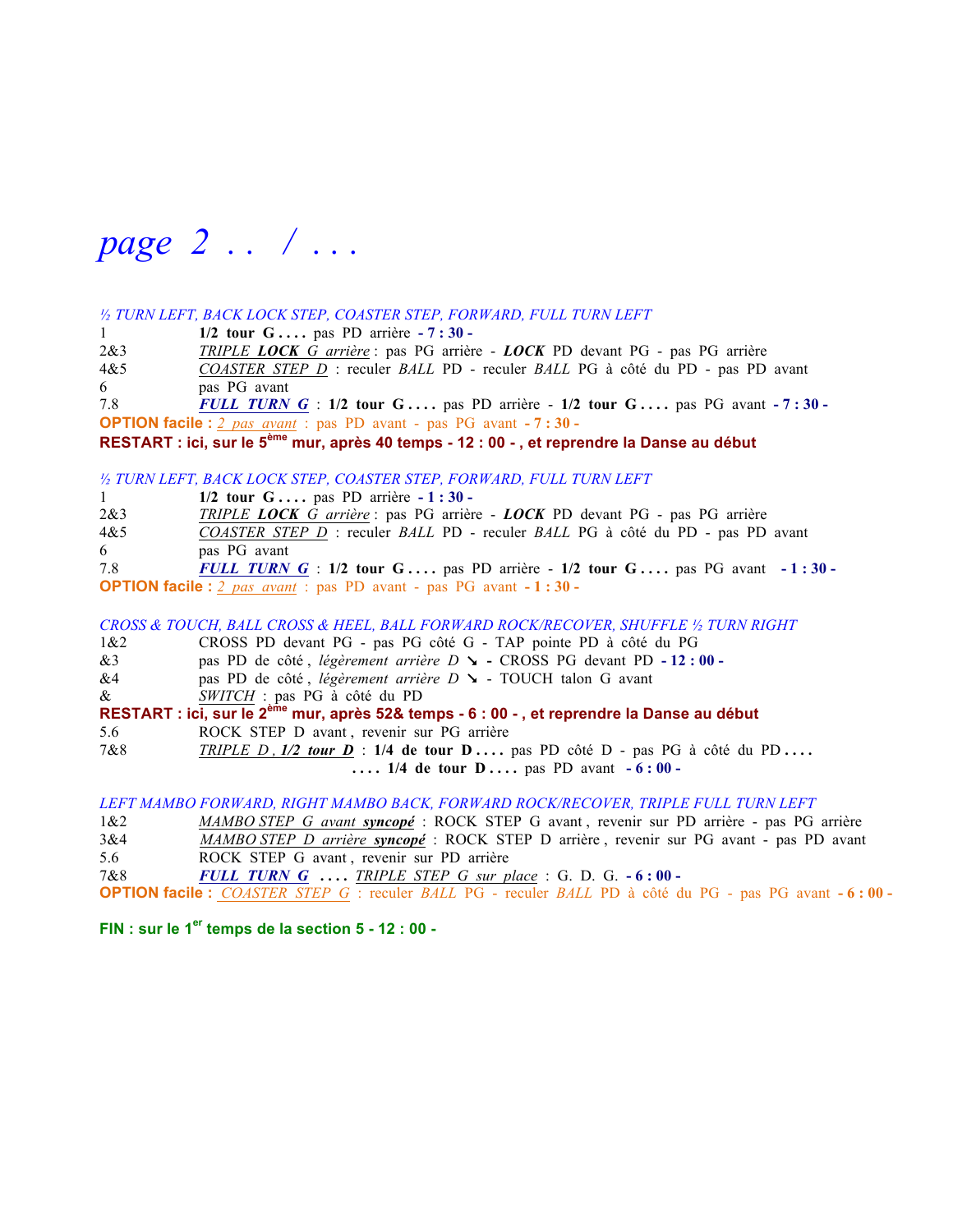# *page 2 .. / ...*

*½ TURN LEFT, BACK LOCK STEP, COASTER STEP, FORWARD, FULL TURN LEFT*

| | |
|---|---|
| 1 | **1/2 tour G . . . .** pas PD arrière **- 7 : 30 -** |
| 2&3 | *TRIPLE **LOCK** G arrière* : pas PG arrière - ***LOCK*** PD devant PG - pas PG arrière |
| 4&5 | *COASTER STEP D* : reculer *BALL* PD - reculer *BALL* PG à côté du PD - pas PD avant |
| 6 | pas PG avant |
| 7.8 | ***FULL TURN G*** : **1/2 tour G . . . .** pas PD arrière - **1/2 tour G . . . .** pas PG avant **- 7 : 30 -** |

**OPTION facile :** *2 pas avant* : pas PD avant - pas PG avant **- 7 : 30 -**

**RESTART : ici, sur le 5ème mur, après 40 temps - 12 : 00 - , et reprendre la Danse au début**

*½ TURN LEFT, BACK LOCK STEP, COASTER STEP, FORWARD, FULL TURN LEFT*

| | |
|---|---|
| 1 | **1/2 tour G . . . .** pas PD arrière **- 1 : 30 -** |
| 2&3 | *TRIPLE **LOCK** G arrière* : pas PG arrière - ***LOCK*** PD devant PG - pas PG arrière |
| 4&5 | *COASTER STEP D* : reculer *BALL* PD - reculer *BALL* PG à côté du PD - pas PD avant |
| 6 | pas PG avant |
| 7.8 | ***FULL TURN G*** : **1/2 tour G . . . .** pas PD arrière - **1/2 tour G . . . .** pas PG avant **- 1 : 30 -** |

**OPTION facile :** *2 pas avant* : pas PD avant - pas PG avant **- 1 : 30 -**

*CROSS & TOUCH, BALL CROSS & HEEL, BALL FORWARD ROCK/RECOVER, SHUFFLE ½ TURN RIGHT*

| | |
|---|---|
| 1&2 | CROSS PD devant PG - pas PG côté G - TAP pointe PD à côté du PG |
| &3 | pas PD de côté , *légèrement arrière D* ↘ - CROSS PG devant PD **- 12 : 00 -** |
| &4 | pas PD de côté , *légèrement arrière D* ↘ - TOUCH talon G avant |
| & | *SWITCH* : pas PG à côté du PD |

**RESTART : ici, sur le 2ème mur, après 52& temps - 6 : 00 - , et reprendre la Danse au début**

| | |
|---|---|
| 5.6 | ROCK STEP D avant , revenir sur PG arrière |
| 7&8 | *TRIPLE D , **1/2 tour D*** : **1/4 de tour D . . . .** pas PD côté D - pas PG à côté du PD **. . . .** **. . . . 1/4 de tour D . . . .** pas PD avant **- 6 : 00 -** |

*LEFT MAMBO FORWARD, RIGHT MAMBO BACK, FORWARD ROCK/RECOVER, TRIPLE FULL TURN LEFT*

| | |
|---|---|
| 1&2 | *MAMBO STEP G avant **syncopé*** : ROCK STEP G avant , revenir sur PD arrière - pas PG arrière |
| 3&4 | *MAMBO STEP D arrière **syncopé*** : ROCK STEP D arrière , revenir sur PG avant - pas PD avant |
| 5.6 | ROCK STEP G avant , revenir sur PD arrière |
| 7&8 | ***FULL TURN G*** **. . . .** *TRIPLE STEP G sur place* : G. D. G. **- 6 : 00 -** |

**OPTION facile :** *COASTER STEP G* : reculer *BALL* PG - reculer *BALL* PD à côté du PG - pas PG avant **- 6 : 00 -**

**FIN : sur le 1er temps de la section 5 - 12 : 00 -**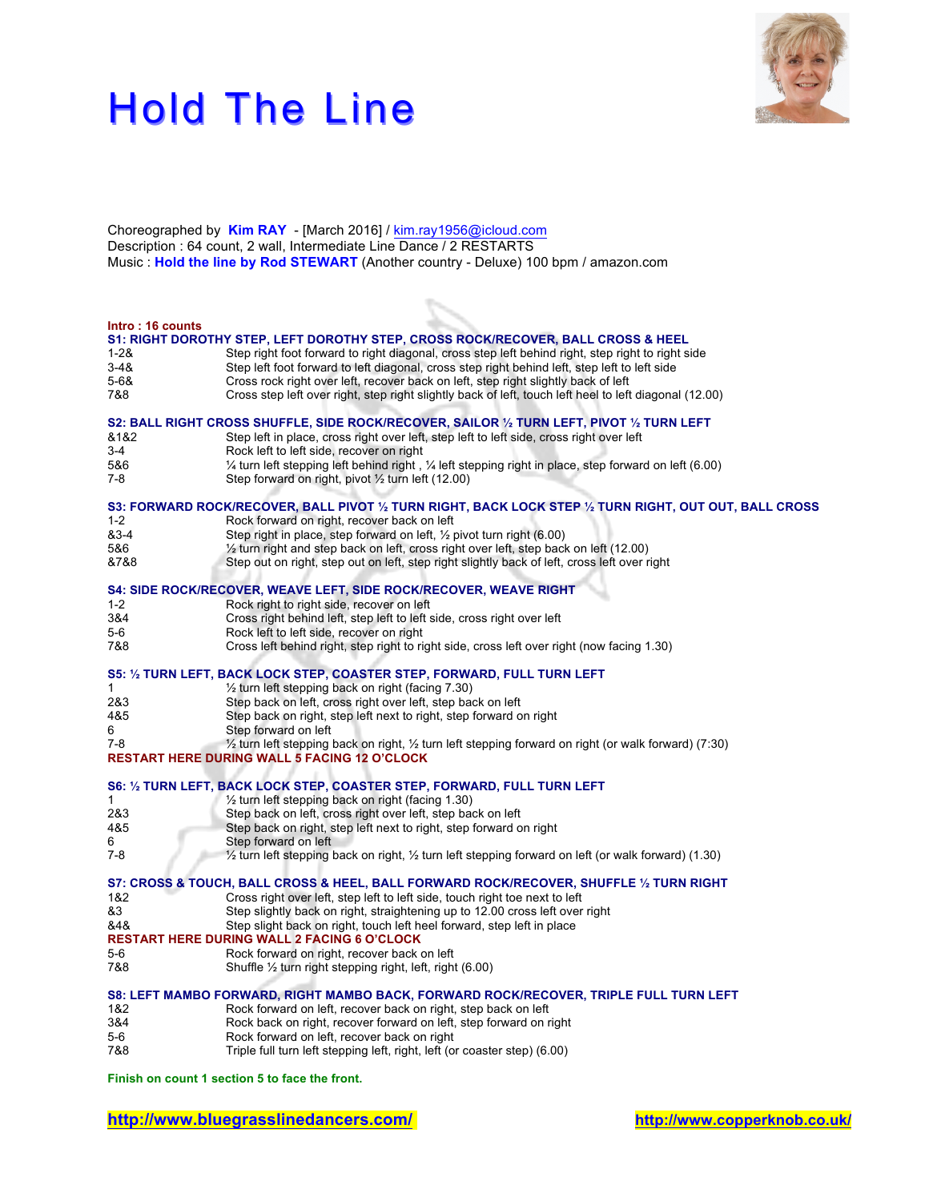# Hold The Line

Choreographed by **Kim RAY** - [March 2016] / kim.ray1956@icloud.com
Description : 64 count, 2 wall, Intermediate Line Dance / 2 RESTARTS
Music : **Hold the line by Rod STEWART** (Another country - Deluxe) 100 bpm / amazon.com

**Intro : 16 counts**

**S1: RIGHT DOROTHY STEP, LEFT DOROTHY STEP, CROSS ROCK/RECOVER, BALL CROSS & HEEL**

| | |
|---|---|
| 1-2& | Step right foot forward to right diagonal, cross step left behind right, step right to right side |
| 3-4& | Step left foot forward to left diagonal, cross step right behind left, step left to left side |
| 5-6& | Cross rock right over left, recover back on left, step right slightly back of left |
| 7&8 | Cross step left over right, step right slightly back of left, touch left heel to left diagonal (12.00) |

**S2: BALL RIGHT CROSS SHUFFLE, SIDE ROCK/RECOVER, SAILOR ½ TURN LEFT, PIVOT ½ TURN LEFT**

| | |
|---|---|
| &1&2 | Step left in place, cross right over left, step left to left side, cross right over left |
| 3-4 | Rock left to left side, recover on right |
| 5&6 | ¼ turn left stepping left behind right , ¼ left stepping right in place, step forward on left (6.00) |
| 7-8 | Step forward on right, pivot ½ turn left (12.00) |

**S3: FORWARD ROCK/RECOVER, BALL PIVOT ½ TURN RIGHT, BACK LOCK STEP ½ TURN RIGHT, OUT OUT, BALL CROSS**

| | |
|---|---|
| 1-2 | Rock forward on right, recover back on left |
| &3-4 | Step right in place, step forward on left, ½ pivot turn right (6.00) |
| 5&6 | ½ turn right and step back on left, cross right over left, step back on left (12.00) |
| &7&8 | Step out on right, step out on left, step right slightly back of left, cross left over right |

**S4: SIDE ROCK/RECOVER, WEAVE LEFT, SIDE ROCK/RECOVER, WEAVE RIGHT**

| | |
|---|---|
| 1-2 | Rock right to right side, recover on left |
| 3&4 | Cross right behind left, step left to left side, cross right over left |
| 5-6 | Rock left to left side, recover on right |
| 7&8 | Cross left behind right, step right to right side, cross left over right (now facing 1.30) |

**S5: ½ TURN LEFT, BACK LOCK STEP, COASTER STEP, FORWARD, FULL TURN LEFT**

| | |
|---|---|
| 1 | ½ turn left stepping back on right (facing 7.30) |
| 2&3 | Step back on left, cross right over left, step back on left |
| 4&5 | Step back on right, step left next to right, step forward on right |
| 6 | Step forward on left |
| 7-8 | ½ turn left stepping back on right, ½ turn left stepping forward on right (or walk forward) (7:30) |

**RESTART HERE DURING WALL 5 FACING 12 O'CLOCK**

**S6: ½ TURN LEFT, BACK LOCK STEP, COASTER STEP, FORWARD, FULL TURN LEFT**

| | |
|---|---|
| 1 | ½ turn left stepping back on right (facing 1.30) |
| 2&3 | Step back on left, cross right over left, step back on left |
| 4&5 | Step back on right, step left next to right, step forward on right |
| 6 | Step forward on left |
| 7-8 | ½ turn left stepping back on right, ½ turn left stepping forward on left (or walk forward) (1.30) |

**S7: CROSS & TOUCH, BALL CROSS & HEEL, BALL FORWARD ROCK/RECOVER, SHUFFLE ½ TURN RIGHT**

| | |
|---|---|
| 1&2 | Cross right over left, step left to left side, touch right toe next to left |
| &3 | Step slightly back on right, straightening up to 12.00 cross left over right |
| &4& | Step slight back on right, touch left heel forward, step left in place |

**RESTART HERE DURING WALL 2 FACING 6 O'CLOCK**

| | |
|---|---|
| 5-6 | Rock forward on right, recover back on left |
| 7&8 | Shuffle ½ turn right stepping right, left, right (6.00) |

**S8: LEFT MAMBO FORWARD, RIGHT MAMBO BACK, FORWARD ROCK/RECOVER, TRIPLE FULL TURN LEFT**

| | |
|---|---|
| 1&2 | Rock forward on left, recover back on right, step back on left |
| 3&4 | Rock back on right, recover forward on left, step forward on right |
| 5-6 | Rock forward on left, recover back on right |
| 7&8 | Triple full turn left stepping left, right, left (or coaster step) (6.00) |

**Finish on count 1 section 5 to face the front.**

http://www.bluegrasslinedancers.com/ http://www.copperknob.co.uk/